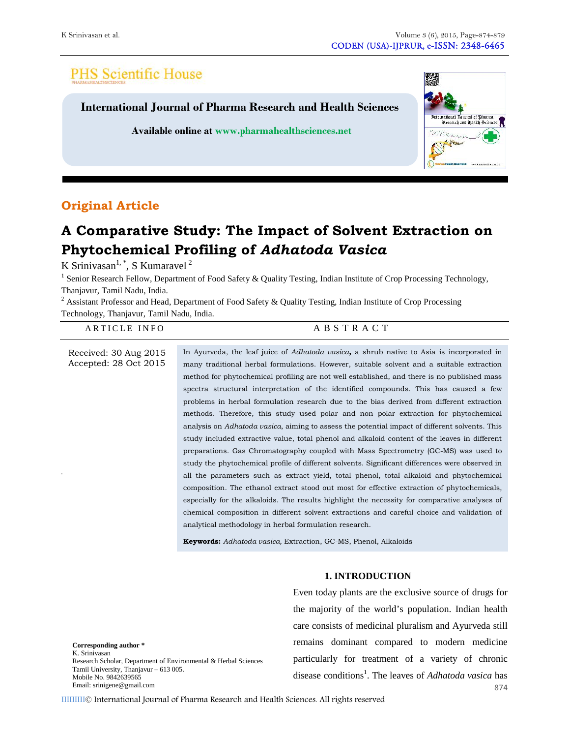PHS Scientific House

International Journal of Pharma Research and Health Sciences

Available online at www.pharmahealthsciences.net

**Original Article**

# A Comparative Study: The Impact of Solvent Extraction on Phytochemical Profiling of *Adhatoda Vasica*

K Srinivasan[1, *], S Kumaravel [2]

[1] Senior Research Fellow, Department of Food Safety & Quality Testing, Indian Institute of Crop Processing Technology, Thanjavur, Tamil Nadu, India.

[2] Assistant Professor and Head, Department of Food Safety & Quality Testing, Indian Institute of Crop Processing Technology, Thanjavur, Tamil Nadu, India.

**ARTICLE INFO**

Received: 30 Aug 2015
Accepted: 28 Oct 2015

**ABSTRACT**

In Ayurveda, the leaf juice of *Adhatoda vasica***,** a shrub native to Asia is incorporated in many traditional herbal formulations. However, suitable solvent and a suitable extraction method for phytochemical profiling are not well established, and there is no published mass spectra structural interpretation of the identified compounds. This has caused a few problems in herbal formulation research due to the bias derived from different extraction methods. Therefore, this study used polar and non polar extraction for phytochemical analysis on *Adhatoda vasica*, aiming to assess the potential impact of different solvents. This study included extractive value, total phenol and alkaloid content of the leaves in different preparations. Gas Chromatography coupled with Mass Spectrometry (GC-MS) was used to study the phytochemical profile of different solvents. Significant differences were observed in all the parameters such as extract yield, total phenol, total alkaloid and phytochemical composition. The ethanol extract stood out most for effective extraction of phytochemicals, especially for the alkaloids. The results highlight the necessity for comparative analyses of chemical composition in different solvent extractions and careful choice and validation of analytical methodology in herbal formulation research.

**Keywords:** *Adhatoda vasica*, Extraction, GC-MS, Phenol, Alkaloids

**Corresponding author ***
K. Srinivasan
Research Scholar, Department of Environmental & Herbal Sciences
Tamil University, Thanjavur – 613 005.
Mobile No. 9842639565
Email: srinigene@gmail.com

## 1. INTRODUCTION

Even today plants are the exclusive source of drugs for the majority of the world's population. Indian health care consists of medicinal pluralism and Ayurveda still remains dominant compared to modern medicine particularly for treatment of a variety of chronic disease conditions[1]. The leaves of *Adhatoda vasica* has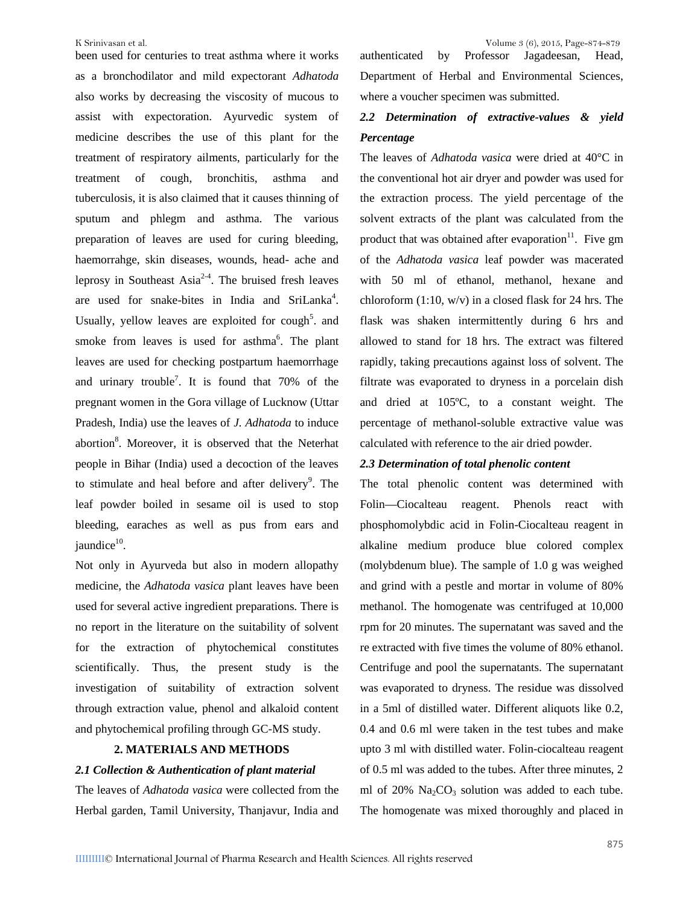been used for centuries to treat asthma where it works as a bronchodilator and mild expectorant *Adhatoda* also works by decreasing the viscosity of mucous to assist with expectoration. Ayurvedic system of medicine describes the use of this plant for the treatment of respiratory ailments, particularly for the treatment of cough, bronchitis, asthma and tuberculosis, it is also claimed that it causes thinning of sputum and phlegm and asthma. The various preparation of leaves are used for curing bleeding, haemorrahge, skin diseases, wounds, head- ache and leprosy in Southeast Asia[2-4]. The bruised fresh leaves are used for snake-bites in India and SriLanka[4]. Usually, yellow leaves are exploited for cough[5]. and smoke from leaves is used for asthma[6]. The plant leaves are used for checking postpartum haemorrhage and urinary trouble[7]. It is found that 70% of the pregnant women in the Gora village of Lucknow (Uttar Pradesh, India) use the leaves of *J. Adhatoda* to induce abortion[8]. Moreover, it is observed that the Neterhat people in Bihar (India) used a decoction of the leaves to stimulate and heal before and after delivery[9]. The leaf powder boiled in sesame oil is used to stop bleeding, earaches as well as pus from ears and jaundice[10].

Not only in Ayurveda but also in modern allopathy medicine, the *Adhatoda vasica* plant leaves have been used for several active ingredient preparations. There is no report in the literature on the suitability of solvent for the extraction of phytochemical constitutes scientifically. Thus, the present study is the investigation of suitability of extraction solvent through extraction value, phenol and alkaloid content and phytochemical profiling through GC-MS study.

## 2. MATERIALS AND METHODS

### *2.1 Collection & Authentication of plant material*

The leaves of *Adhatoda vasica* were collected from the Herbal garden, Tamil University, Thanjavur, India and authenticated by Professor Jagadeesan, Head, Department of Herbal and Environmental Sciences, where a voucher specimen was submitted.

### *2.2 Determination of extractive-values & yield Percentage*

The leaves of *Adhatoda vasica* were dried at 40°C in the conventional hot air dryer and powder was used for the extraction process. The yield percentage of the solvent extracts of the plant was calculated from the product that was obtained after evaporation[11]. Five gm of the *Adhatoda vasica* leaf powder was macerated with 50 ml of ethanol, methanol, hexane and chloroform (1:10, w/v) in a closed flask for 24 hrs. The flask was shaken intermittently during 6 hrs and allowed to stand for 18 hrs. The extract was filtered rapidly, taking precautions against loss of solvent. The filtrate was evaporated to dryness in a porcelain dish and dried at 105ºC, to a constant weight. The percentage of methanol-soluble extractive value was calculated with reference to the air dried powder.

### *2.3 Determination of total phenolic content*

The total phenolic content was determined with Folin—Ciocalteau reagent. Phenols react with phosphomolybdic acid in Folin-Ciocalteau reagent in alkaline medium produce blue colored complex (molybdenum blue). The sample of 1.0 g was weighed and grind with a pestle and mortar in volume of 80% methanol. The homogenate was centrifuged at 10,000 rpm for 20 minutes. The supernatant was saved and the re extracted with five times the volume of 80% ethanol. Centrifuge and pool the supernatants. The supernatant was evaporated to dryness. The residue was dissolved in a 5ml of distilled water. Different aliquots like 0.2, 0.4 and 0.6 ml were taken in the test tubes and make upto 3 ml with distilled water. Folin-ciocalteau reagent of 0.5 ml was added to the tubes. After three minutes, 2 ml of 20% $Na_2CO_3$ solution was added to each tube. The homogenate was mixed thoroughly and placed in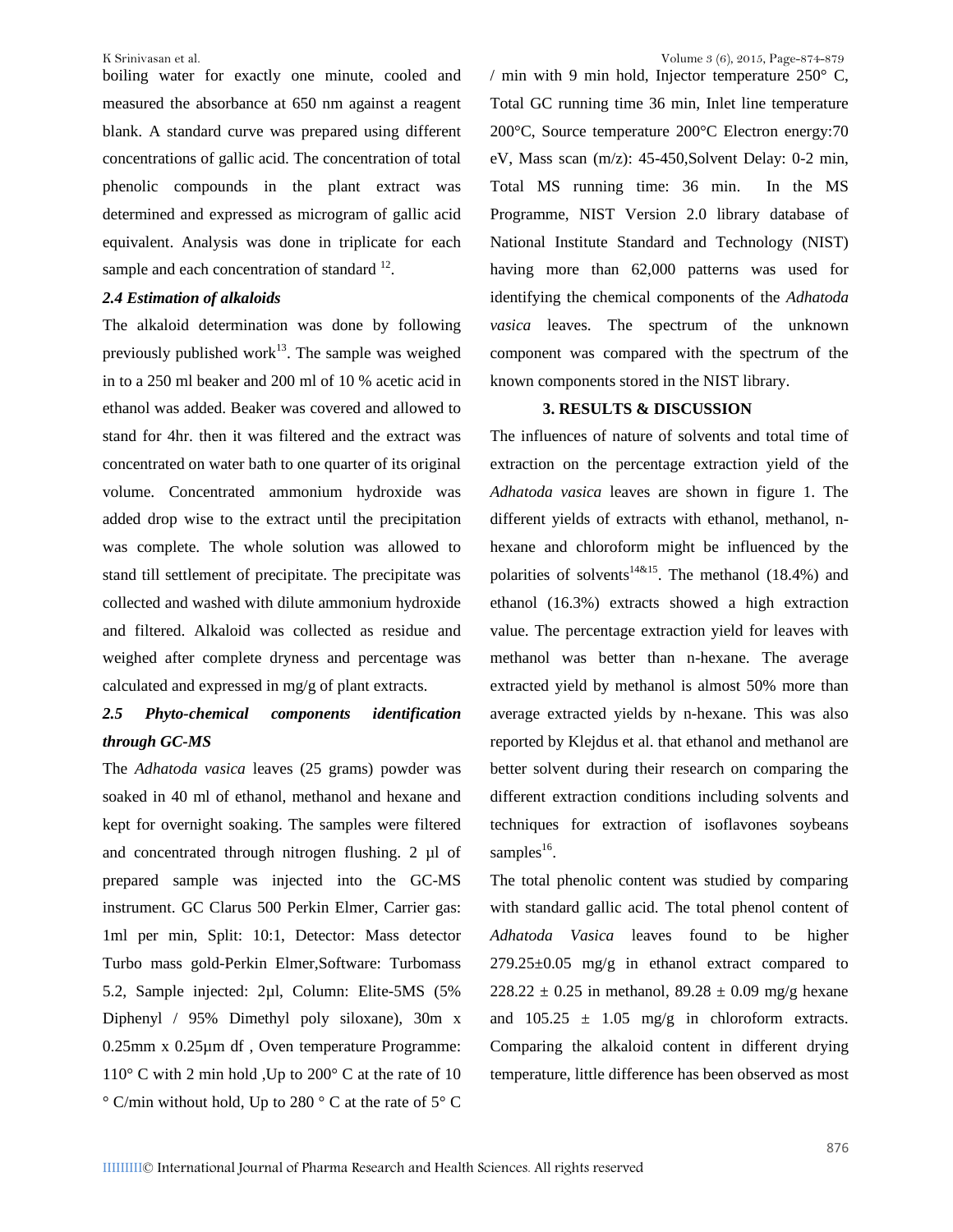boiling water for exactly one minute, cooled and measured the absorbance at 650 nm against a reagent blank. A standard curve was prepared using different concentrations of gallic acid. The concentration of total phenolic compounds in the plant extract was determined and expressed as microgram of gallic acid equivalent. Analysis was done in triplicate for each sample and each concentration of standard [12].

### *2.4 Estimation of alkaloids*

The alkaloid determination was done by following previously published work[13]. The sample was weighed in to a 250 ml beaker and 200 ml of 10 % acetic acid in ethanol was added. Beaker was covered and allowed to stand for 4hr. then it was filtered and the extract was concentrated on water bath to one quarter of its original volume. Concentrated ammonium hydroxide was added drop wise to the extract until the precipitation was complete. The whole solution was allowed to stand till settlement of precipitate. The precipitate was collected and washed with dilute ammonium hydroxide and filtered. Alkaloid was collected as residue and weighed after complete dryness and percentage was calculated and expressed in mg/g of plant extracts.

### *2.5 Phyto-chemical components identification through GC-MS*

The *Adhatoda vasica* leaves (25 grams) powder was soaked in 40 ml of ethanol, methanol and hexane and kept for overnight soaking. The samples were filtered and concentrated through nitrogen flushing. 2 µl of prepared sample was injected into the GC-MS instrument. GC Clarus 500 Perkin Elmer, Carrier gas: 1ml per min, Split: 10:1, Detector: Mass detector Turbo mass gold-Perkin Elmer,Software: Turbomass 5.2, Sample injected: 2µl, Column: Elite-5MS (5% Diphenyl / 95% Dimethyl poly siloxane), 30m x 0.25mm x 0.25µm df , Oven temperature Programme: 110° C with 2 min hold ,Up to 200° C at the rate of 10 ° C/min without hold, Up to 280 ° C at the rate of 5° C / min with 9 min hold, Injector temperature 250° C, Total GC running time 36 min, Inlet line temperature 200°C, Source temperature 200°C Electron energy:70 eV, Mass scan (m/z): 45-450,Solvent Delay: 0-2 min, Total MS running time: 36 min. In the MS Programme, NIST Version 2.0 library database of National Institute Standard and Technology (NIST) having more than 62,000 patterns was used for identifying the chemical components of the *Adhatoda vasica* leaves. The spectrum of the unknown component was compared with the spectrum of the known components stored in the NIST library.

## 3. RESULTS & DISCUSSION

The influences of nature of solvents and total time of extraction on the percentage extraction yield of the *Adhatoda vasica* leaves are shown in figure 1. The different yields of extracts with ethanol, methanol, n-hexane and chloroform might be influenced by the polarities of solvents[14&15]. The methanol (18.4%) and ethanol (16.3%) extracts showed a high extraction value. The percentage extraction yield for leaves with methanol was better than n-hexane. The average extracted yield by methanol is almost 50% more than average extracted yields by n-hexane. This was also reported by Klejdus et al. that ethanol and methanol are better solvent during their research on comparing the different extraction conditions including solvents and techniques for extraction of isoflavones soybeans samples[16].

The total phenolic content was studied by comparing with standard gallic acid. The total phenol content of *Adhatoda Vasica* leaves found to be higher 279.25±0.05 mg/g in ethanol extract compared to 228.22 ± 0.25 in methanol, 89.28 ± 0.09 mg/g hexane and 105.25 ± 1.05 mg/g in chloroform extracts. Comparing the alkaloid content in different drying temperature, little difference has been observed as most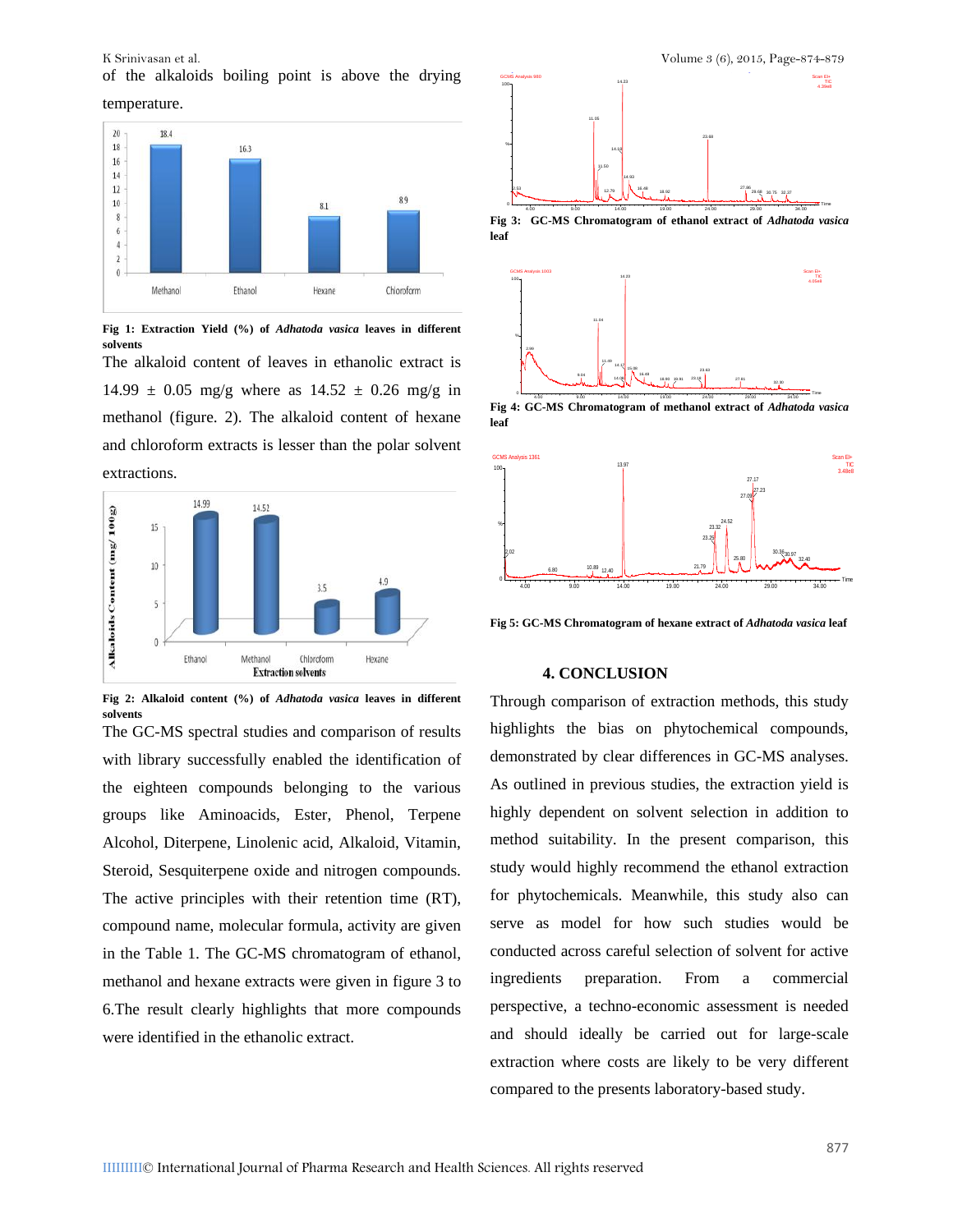of the alkaloids boiling point is above the drying temperature.

**Fig 1: Extraction Yield (%) of *Adhatoda vasica* leaves in different solvents**

The alkaloid content of leaves in ethanolic extract is 14.99 ± 0.05 mg/g where as 14.52 ± 0.26 mg/g in methanol (figure. 2). The alkaloid content of hexane and chloroform extracts is lesser than the polar solvent extractions.

**Fig 2: Alkaloid content (%) of *Adhatoda vasica* leaves in different solvents**

The GC-MS spectral studies and comparison of results with library successfully enabled the identification of the eighteen compounds belonging to the various groups like Aminoacids, Ester, Phenol, Terpene Alcohol, Diterpene, Linolenic acid, Alkaloid, Vitamin, Steroid, Sesquiterpene oxide and nitrogen compounds. The active principles with their retention time (RT), compound name, molecular formula, activity are given in the Table 1. The GC-MS chromatogram of ethanol, methanol and hexane extracts were given in figure 3 to 6.The result clearly highlights that more compounds were identified in the ethanolic extract.

**Fig 3: GC-MS Chromatogram of ethanol extract of *Adhatoda vasica* leaf**

**Fig 4: GC-MS Chromatogram of methanol extract of *Adhatoda vasica* leaf**

**Fig 5: GC-MS Chromatogram of hexane extract of *Adhatoda vasica* leaf**

## 4. CONCLUSION

Through comparison of extraction methods, this study highlights the bias on phytochemical compounds, demonstrated by clear differences in GC-MS analyses. As outlined in previous studies, the extraction yield is highly dependent on solvent selection in addition to method suitability. In the present comparison, this study would highly recommend the ethanol extraction for phytochemicals. Meanwhile, this study also can serve as model for how such studies would be conducted across careful selection of solvent for active ingredients preparation. From a commercial perspective, a techno-economic assessment is needed and should ideally be carried out for large-scale extraction where costs are likely to be very different compared to the presents laboratory-based study.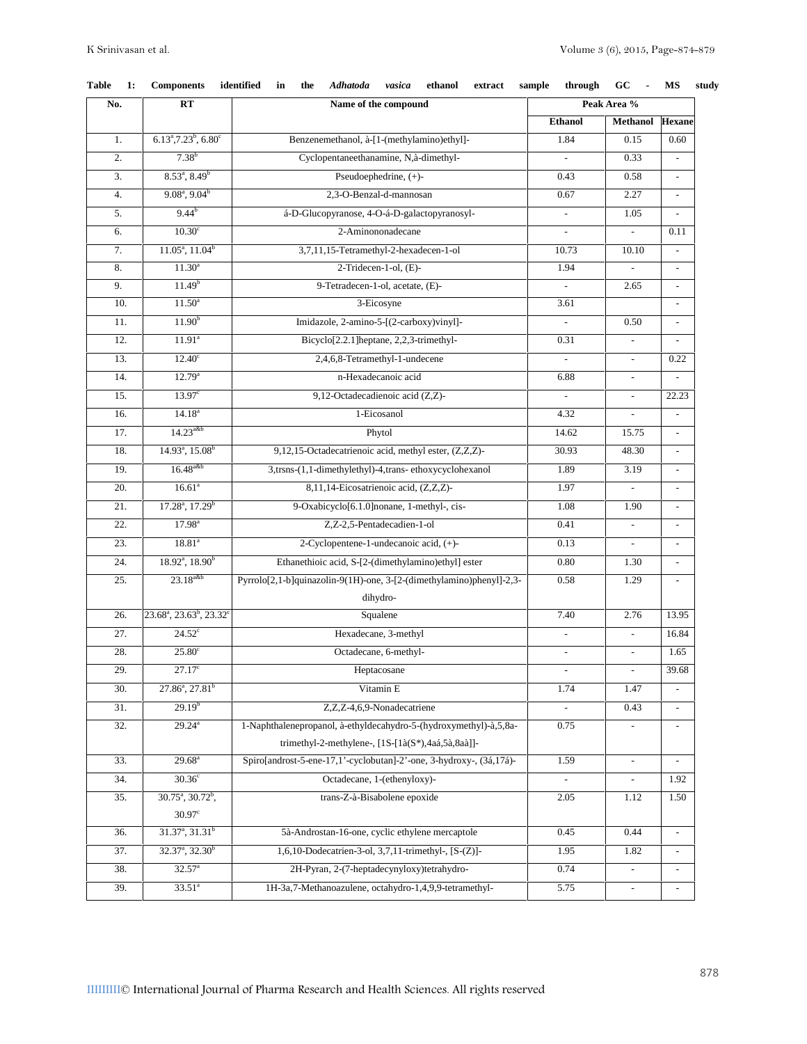**Table 1: Components identified in the *Adhatoda vasica* ethanol extract sample through GC - MS study**

| No. | RT | Name of the compound | Peak Area % | | |
|---|---|---|---|---|---|
| | | | Ethanol | Methanol | Hexane |
| 1. | 6.13[a],7.23[b], 6.80[c] | Benzenemethanol, à-[1-(methylamino)ethyl]- | 1.84 | 0.15 | 0.60 |
| 2. | 7.38[b] | Cyclopentaneethanamine, N,à-dimethyl- | - | 0.33 | - |
| 3. | 8.53[a], 8.49[b] | Pseudoephedrine, (+)- | 0.43 | 0.58 | - |
| 4. | 9.08[a], 9.04[b] | 2,3-O-Benzal-d-mannosan | 0.67 | 2.27 | - |
| 5. | 9.44[b] | á-D-Glucopyranose, 4-O-á-D-galactopyranosyl- | - | 1.05 | - |
| 6. | 10.30[c] | 2-Aminononadecane | - | - | 0.11 |
| 7. | 11.05[a], 11.04[b] | 3,7,11,15-Tetramethyl-2-hexadecen-1-ol | 10.73 | 10.10 | - |
| 8. | 11.30[a] | 2-Tridecen-1-ol, (E)- | 1.94 | - | - |
| 9. | 11.49[b] | 9-Tetradecen-1-ol, acetate, (E)- | - | 2.65 | - |
| 10. | 11.50[a] | 3-Eicosyne | 3.61 | | - |
| 11. | 11.90[b] | Imidazole, 2-amino-5-[(2-carboxy)vinyl]- | - | 0.50 | - |
| 12. | 11.91[a] | Bicyclo[2.2.1]heptane, 2,2,3-trimethyl- | 0.31 | - | - |
| 13. | 12.40[c] | 2,4,6,8-Tetramethyl-1-undecene | - | - | 0.22 |
| 14. | 12.79[a] | n-Hexadecanoic acid | 6.88 | - | - |
| 15. | 13.97[c] | 9,12-Octadecadienoic acid (Z,Z)- | - | - | 22.23 |
| 16. | 14.18[a] | 1-Eicosanol | 4.32 | - | - |
| 17. | 14.23[a&b] | Phytol | 14.62 | 15.75 | - |
| 18. | 14.93[a], 15.08[b] | 9,12,15-Octadecatrienoic acid, methyl ester, (Z,Z,Z)- | 30.93 | 48.30 | - |
| 19. | 16.48[a&b] | 3,trsns-(1,1-dimethylethyl)-4,trans- ethoxycyclohexanol | 1.89 | 3.19 | - |
| 20. | 16.61[a] | 8,11,14-Eicosatrienoic acid, (Z,Z,Z)- | 1.97 | - | - |
| 21. | 17.28[a], 17.29[b] | 9-Oxabicyclo[6.1.0]nonane, 1-methyl-, cis- | 1.08 | 1.90 | - |
| 22. | 17.98[a] | Z,Z-2,5-Pentadecadien-1-ol | 0.41 | - | - |
| 23. | 18.81[a] | 2-Cyclopentene-1-undecanoic acid, (+)- | 0.13 | - | - |
| 24. | 18.92[a], 18.90[b] | Ethanethioic acid, S-[2-(dimethylamino)ethyl] ester | 0.80 | 1.30 | - |
| 25. | 23.18[a&b] | Pyrrolo[2,1-b]quinazolin-9(1H)-one, 3-[2-(dimethylamino)phenyl]-2,3-dihydro- | 0.58 | 1.29 | - |
| 26. | 23.68[a], 23.63[b], 23.32[c] | Squalene | 7.40 | 2.76 | 13.95 |
| 27. | 24.52[c] | Hexadecane, 3-methyl | - | - | 16.84 |
| 28. | 25.80[c] | Octadecane, 6-methyl- | - | - | 1.65 |
| 29. | 27.17[c] | Heptacosane | - | - | 39.68 |
| 30. | 27.86[a], 27.81[b] | Vitamin E | 1.74 | 1.47 | - |
| 31. | 29.19[b] | Z,Z,Z-4,6,9-Nonadecatriene | - | 0.43 | - |
| 32. | 29.24[a] | 1-Naphthalenepropanol, à-ethyldecahydro-5-(hydroxymethyl)-à,5,8a-trimethyl-2-methylene-, [1S-[1à(S*),4aá,5à,8aà]]- | 0.75 | - | - |
| 33. | 29.68[a] | Spiro[androst-5-ene-17,1'-cyclobutan]-2'-one, 3-hydroxy-, (3á,17á)- | 1.59 | - | - |
| 34. | 30.36[c] | Octadecane, 1-(ethenyloxy)- | - | - | 1.92 |
| 35. | 30.75[a], 30.72[b], 30.97[c] | trans-Z-à-Bisabolene epoxide | 2.05 | 1.12 | 1.50 |
| 36. | 31.37[a], 31.31[b] | 5à-Androstan-16-one, cyclic ethylene mercaptole | 0.45 | 0.44 | - |
| 37. | 32.37[a], 32.30[b] | 1,6,10-Dodecatrien-3-ol, 3,7,11-trimethyl-, [S-(Z)]- | 1.95 | 1.82 | - |
| 38. | 32.57[a] | 2H-Pyran, 2-(7-heptadecynyloxy)tetrahydro- | 0.74 | - | - |
| 39. | 33.51[a] | 1H-3a,7-Methanoazulene, octahydro-1,4,9,9-tetramethyl- | 5.75 | - | - |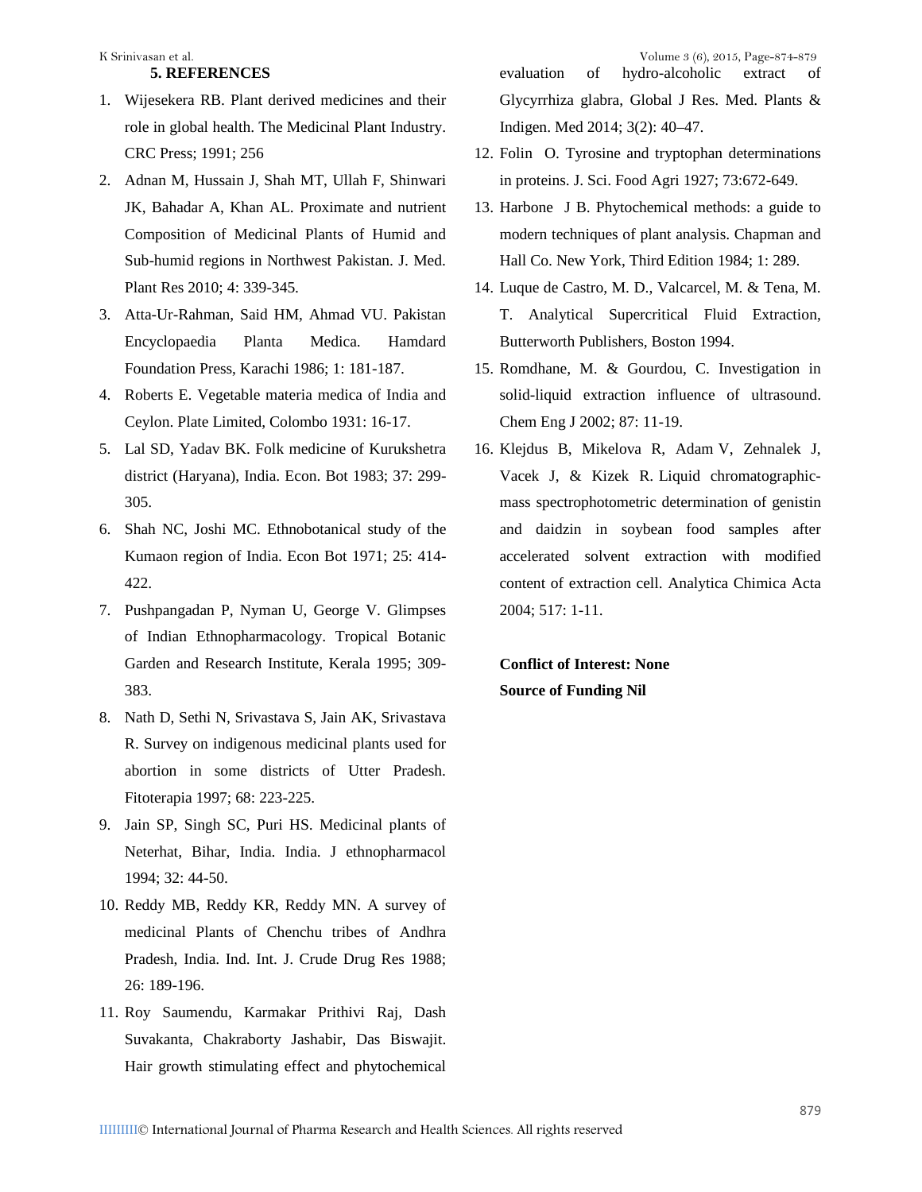## 5. REFERENCES

1. Wijesekera RB. Plant derived medicines and their role in global health. The Medicinal Plant Industry. CRC Press; 1991; 256
2. Adnan M, Hussain J, Shah MT, Ullah F, Shinwari JK, Bahadar A, Khan AL. Proximate and nutrient Composition of Medicinal Plants of Humid and Sub-humid regions in Northwest Pakistan. J. Med. Plant Res 2010; 4: 339-345.
3. Atta-Ur-Rahman, Said HM, Ahmad VU. Pakistan Encyclopaedia Planta Medica. Hamdard Foundation Press, Karachi 1986; 1: 181-187.
4. Roberts E. Vegetable materia medica of India and Ceylon. Plate Limited, Colombo 1931: 16-17.
5. Lal SD, Yadav BK. Folk medicine of Kurukshetra district (Haryana), India. Econ. Bot 1983; 37: 299-305.
6. Shah NC, Joshi MC. Ethnobotanical study of the Kumaon region of India. Econ Bot 1971; 25: 414-422.
7. Pushpangadan P, Nyman U, George V. Glimpses of Indian Ethnopharmacology. Tropical Botanic Garden and Research Institute, Kerala 1995; 309-383.
8. Nath D, Sethi N, Srivastava S, Jain AK, Srivastava R. Survey on indigenous medicinal plants used for abortion in some districts of Utter Pradesh. Fitoterapia 1997; 68: 223-225.
9. Jain SP, Singh SC, Puri HS. Medicinal plants of Neterhat, Bihar, India. India. J ethnopharmacol 1994; 32: 44-50.
10. Reddy MB, Reddy KR, Reddy MN. A survey of medicinal Plants of Chenchu tribes of Andhra Pradesh, India. Ind. Int. J. Crude Drug Res 1988; 26: 189-196.
11. Roy Saumendu, Karmakar Prithivi Raj, Dash Suvakanta, Chakraborty Jashabir, Das Biswajit. Hair growth stimulating effect and phytochemical evaluation of hydro-alcoholic extract of Glycyrrhiza glabra, Global J Res. Med. Plants & Indigen. Med 2014; 3(2): 40–47.
12. Folin O. Tyrosine and tryptophan determinations in proteins. J. Sci. Food Agri 1927; 73:672-649.
13. Harbone J B. Phytochemical methods: a guide to modern techniques of plant analysis. Chapman and Hall Co. New York, Third Edition 1984; 1: 289.
14. Luque de Castro, M. D., Valcarcel, M. & Tena, M. T. Analytical Supercritical Fluid Extraction, Butterworth Publishers, Boston 1994.
15. Romdhane, M. & Gourdou, C. Investigation in solid-liquid extraction influence of ultrasound. Chem Eng J 2002; 87: 11-19.
16. Klejdus B, Mikelova R, Adam V, Zehnalek J, Vacek J, & Kizek R. Liquid chromatographic-mass spectrophotometric determination of genistin and daidzin in soybean food samples after accelerated solvent extraction with modified content of extraction cell. Analytica Chimica Acta 2004; 517: 1-11.

**Conflict of Interest: None**
**Source of Funding Nil**